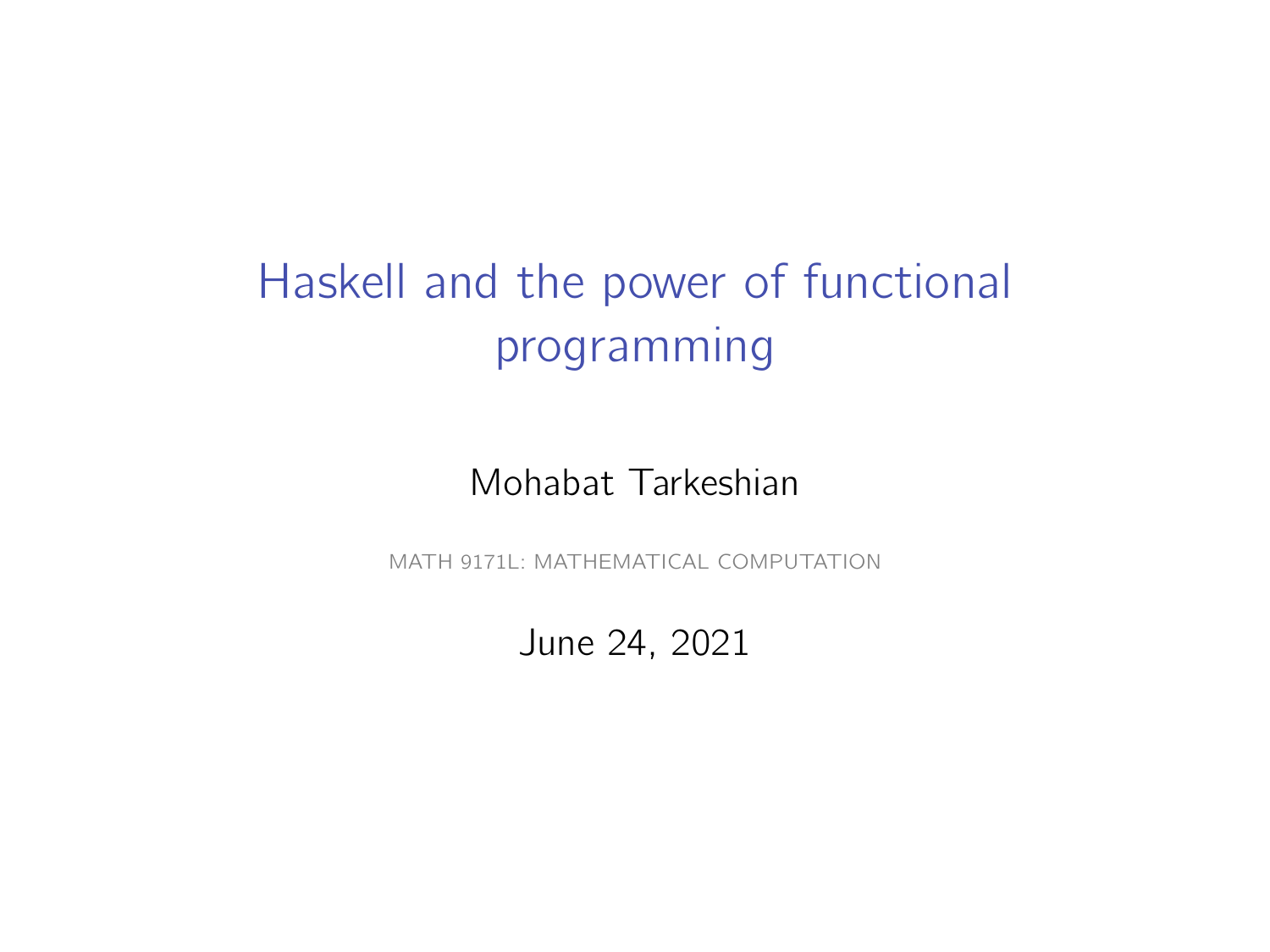# Haskell and the power of functional programming

Mohabat Tarkeshian

MATH 9171L: MATHEMATICAL COMPUTATION

June 24, 2021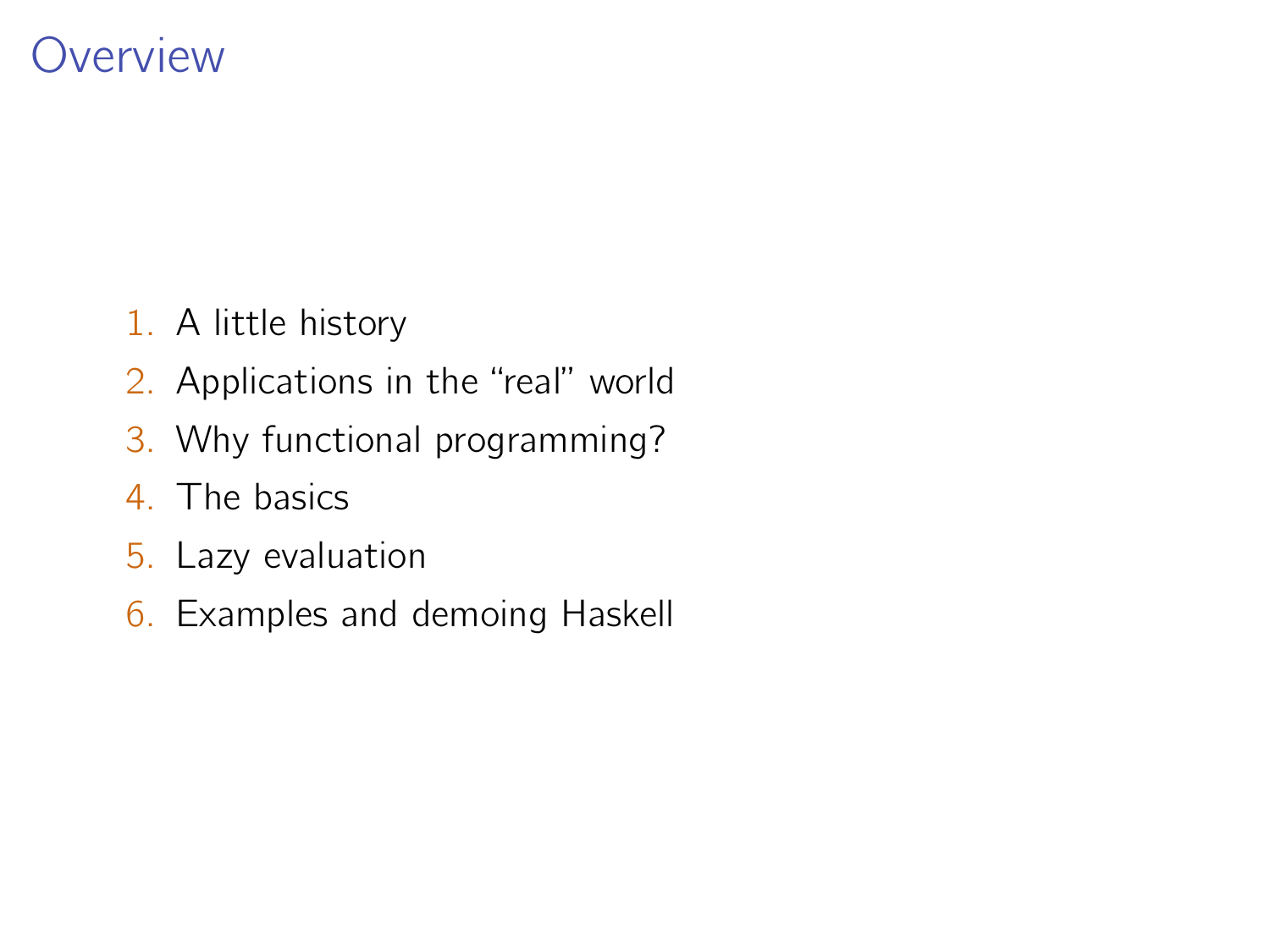# Overview

1. A little history
2. Applications in the “real” world
3. Why functional programming?
4. The basics
5. Lazy evaluation
6. Examples and demoing Haskell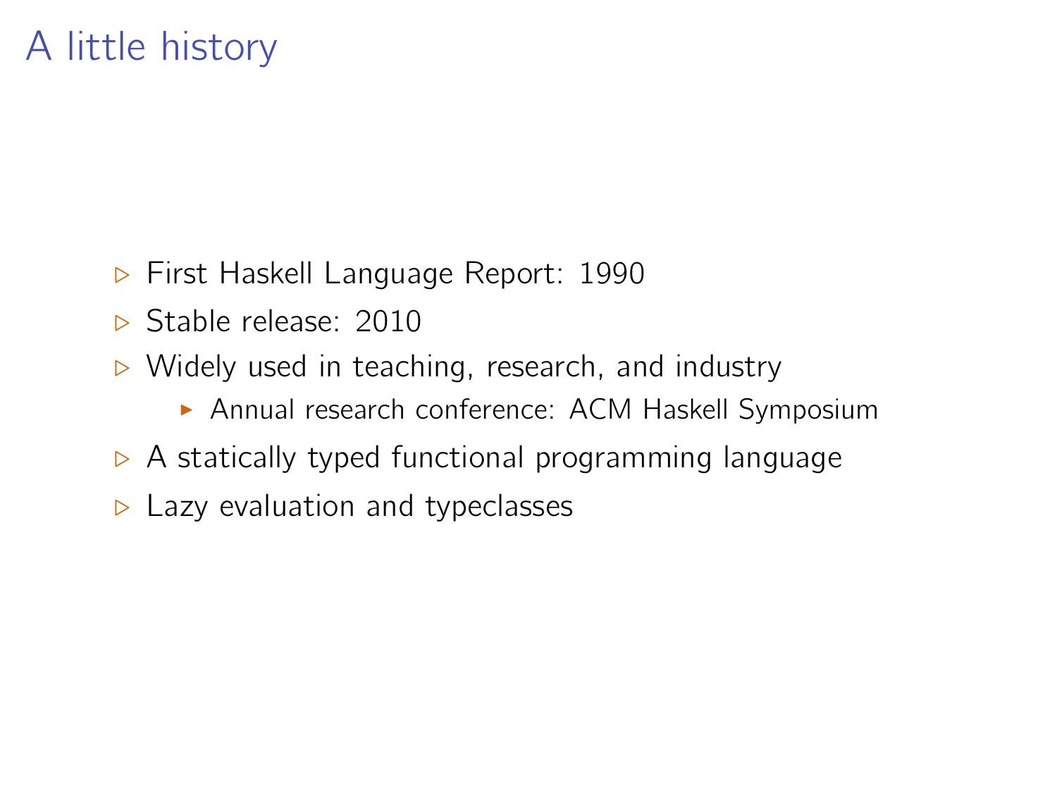# A little history

- First Haskell Language Report: 1990
- Stable release: 2010
- Widely used in teaching, research, and industry
  - Annual research conference: ACM Haskell Symposium
- A statically typed functional programming language
- Lazy evaluation and typeclasses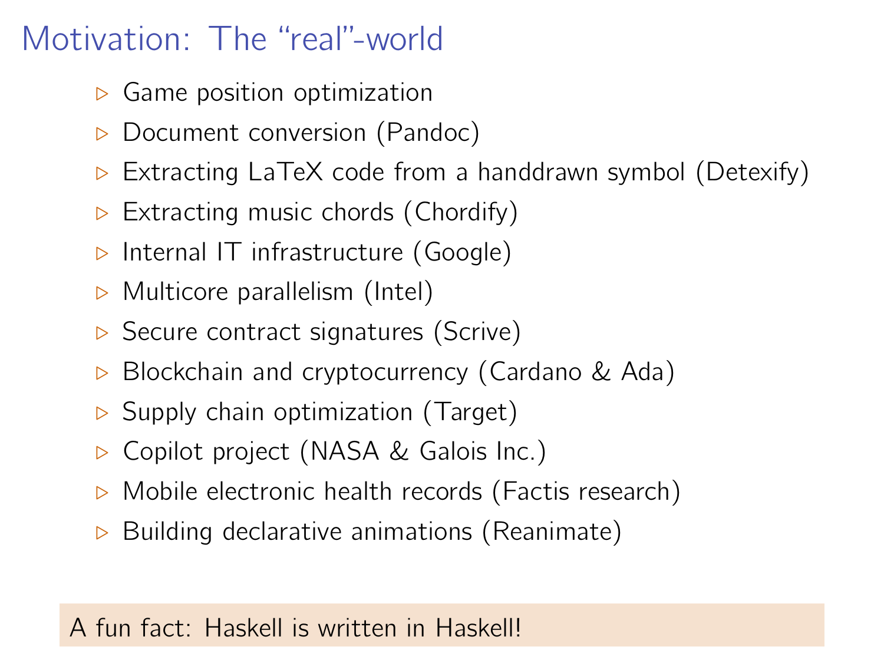# Motivation: The “real”-world

- Game position optimization
- Document conversion (Pandoc)
- Extracting LaTeX code from a handdrawn symbol (Detexify)
- Extracting music chords (Chordify)
- Internal IT infrastructure (Google)
- Multicore parallelism (Intel)
- Secure contract signatures (Scrive)
- Blockchain and cryptocurrency (Cardano & Ada)
- Supply chain optimization (Target)
- Copilot project (NASA & Galois Inc.)
- Mobile electronic health records (Factis research)
- Building declarative animations (Reanimate)

A fun fact: Haskell is written in Haskell!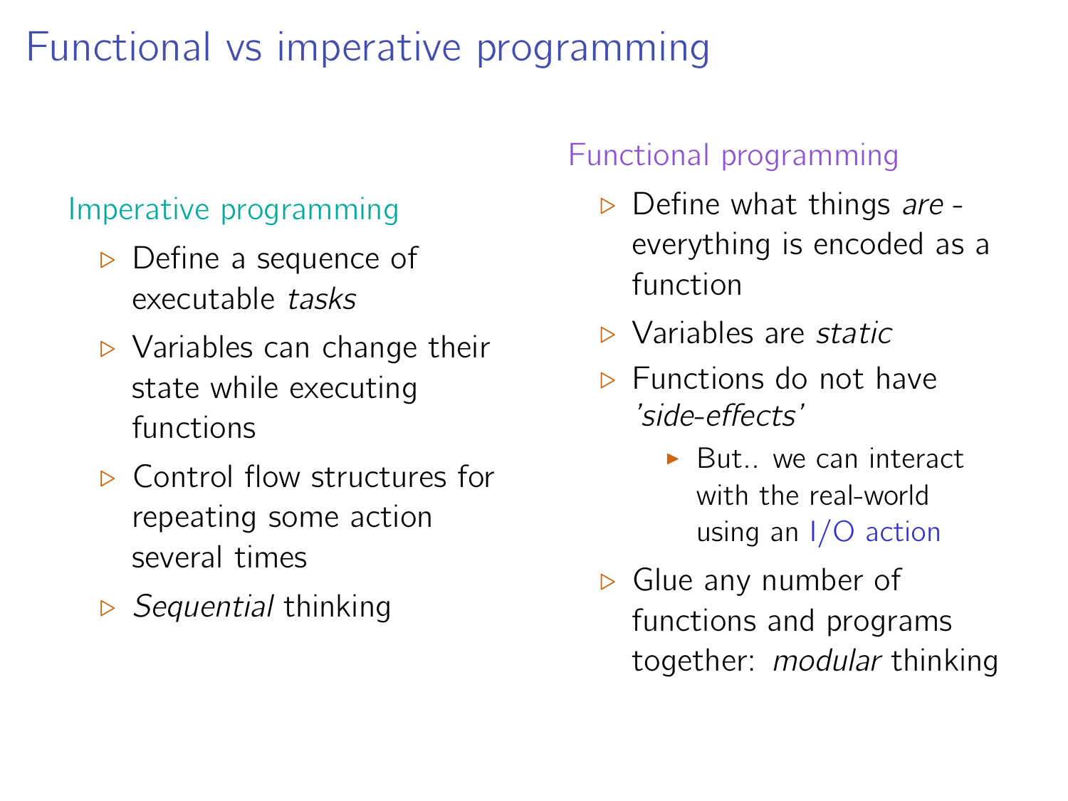# Functional vs imperative programming

## Imperative programming

- Define a sequence of executable *tasks*
- Variables can change their state while executing functions
- Control flow structures for repeating some action several times
- *Sequential* thinking

## Functional programming

- Define what things *are* - everything is encoded as a function
- Variables are *static*
- Functions do not have *'side-effects'*
  - But.. we can interact with the real-world using an I/O action
- Glue any number of functions and programs together: *modular* thinking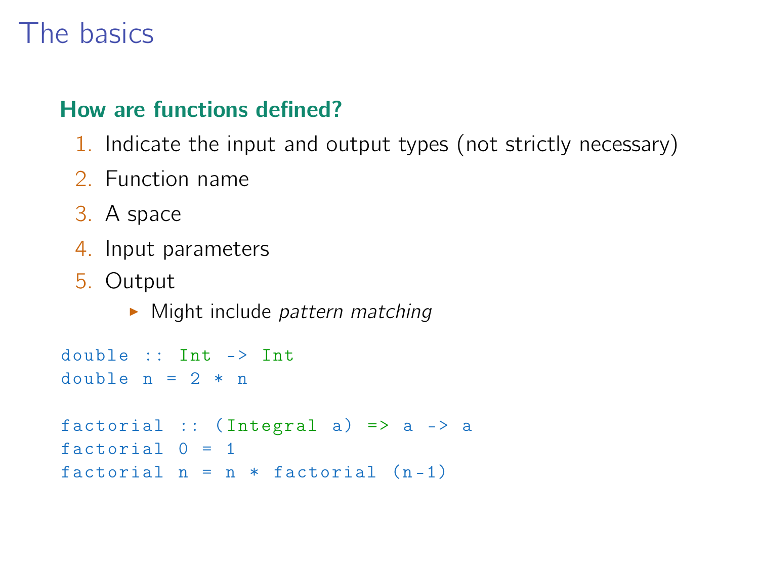# The basics

### How are functions defined?

1. Indicate the input and output types (not strictly necessary)
2. Function name
3. A space
4. Input parameters
5. Output
   - Might include *pattern matching*

```
double :: Int -> Int
double n = 2 * n

factorial :: (Integral a) => a -> a
factorial 0 = 1
factorial n = n * factorial (n-1)
```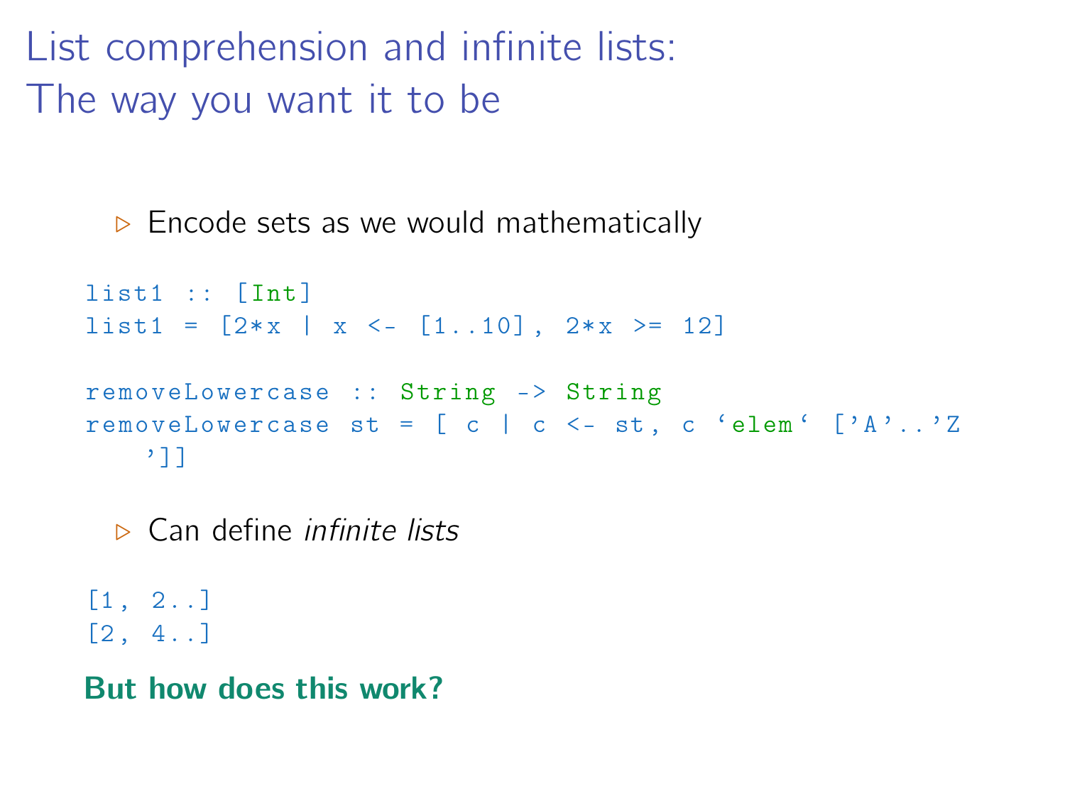# List comprehension and infinite lists: The way you want it to be

- Encode sets as we would mathematically

```
list1 :: [Int]
list1 = [2*x | x <- [1..10], 2*x >= 12]

removeLowercase :: String -> String
removeLowercase st = [ c | c <- st, c `elem` ['A'..'Z']]
```

- Can define *infinite lists*

```
[1, 2..]
[2, 4..]
```

**But how does this work?**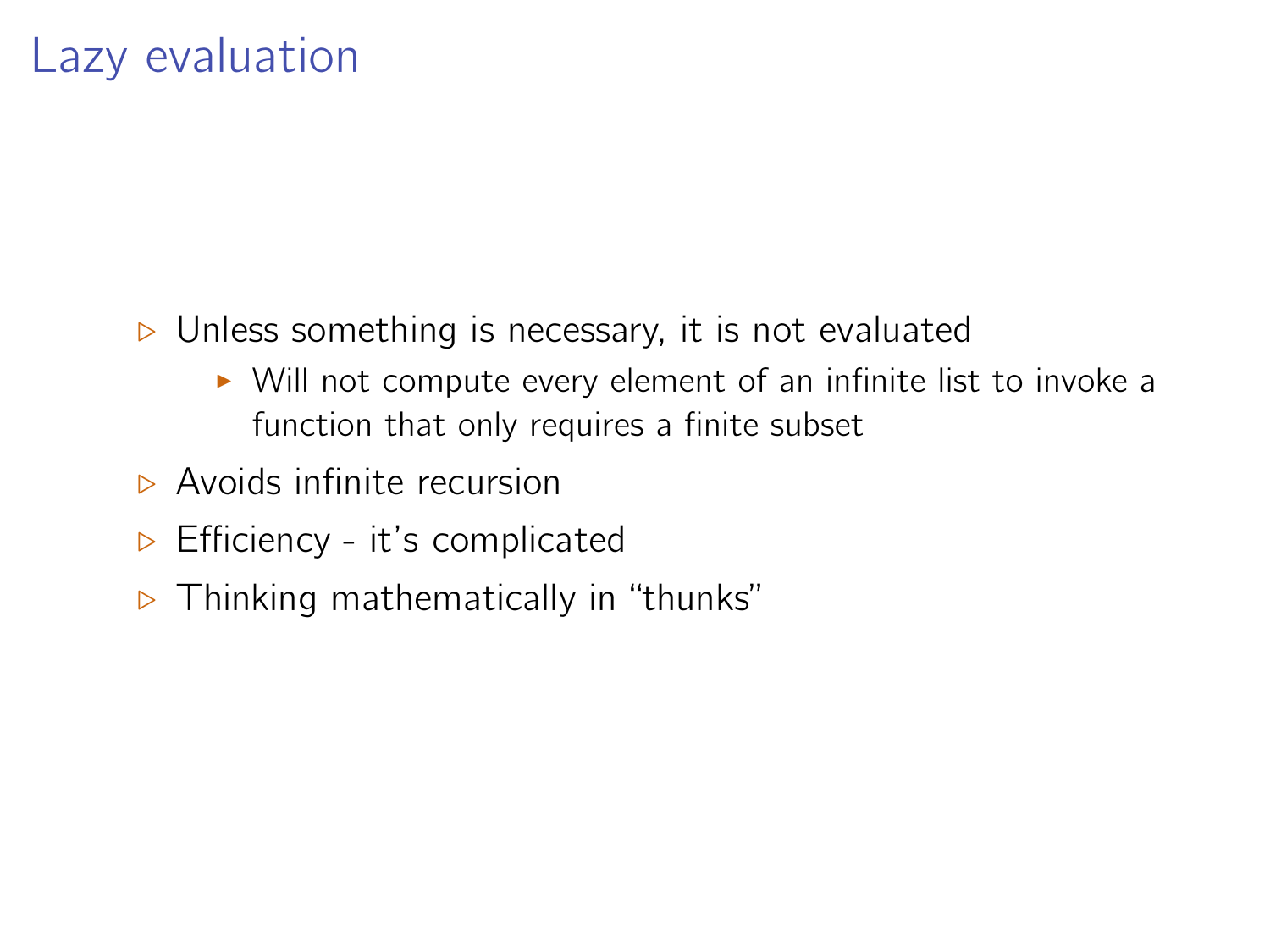# Lazy evaluation

- Unless something is necessary, it is not evaluated
  - Will not compute every element of an infinite list to invoke a function that only requires a finite subset
- Avoids infinite recursion
- Efficiency - it's complicated
- Thinking mathematically in "thunks"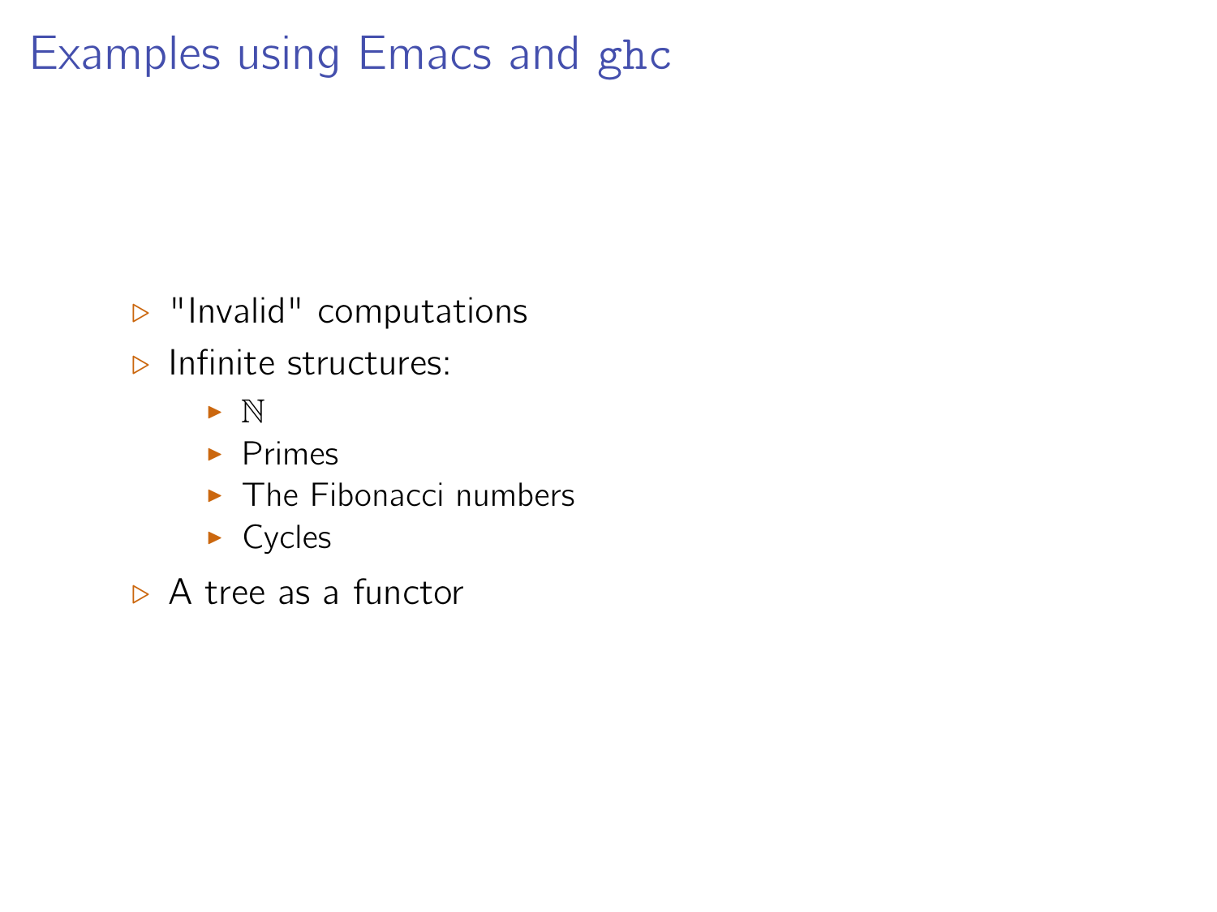# Examples using Emacs and `ghc`

- "Invalid" computations
- Infinite structures:
  - $\mathbb{N}$
  - Primes
  - The Fibonacci numbers
  - Cycles
- A tree as a functor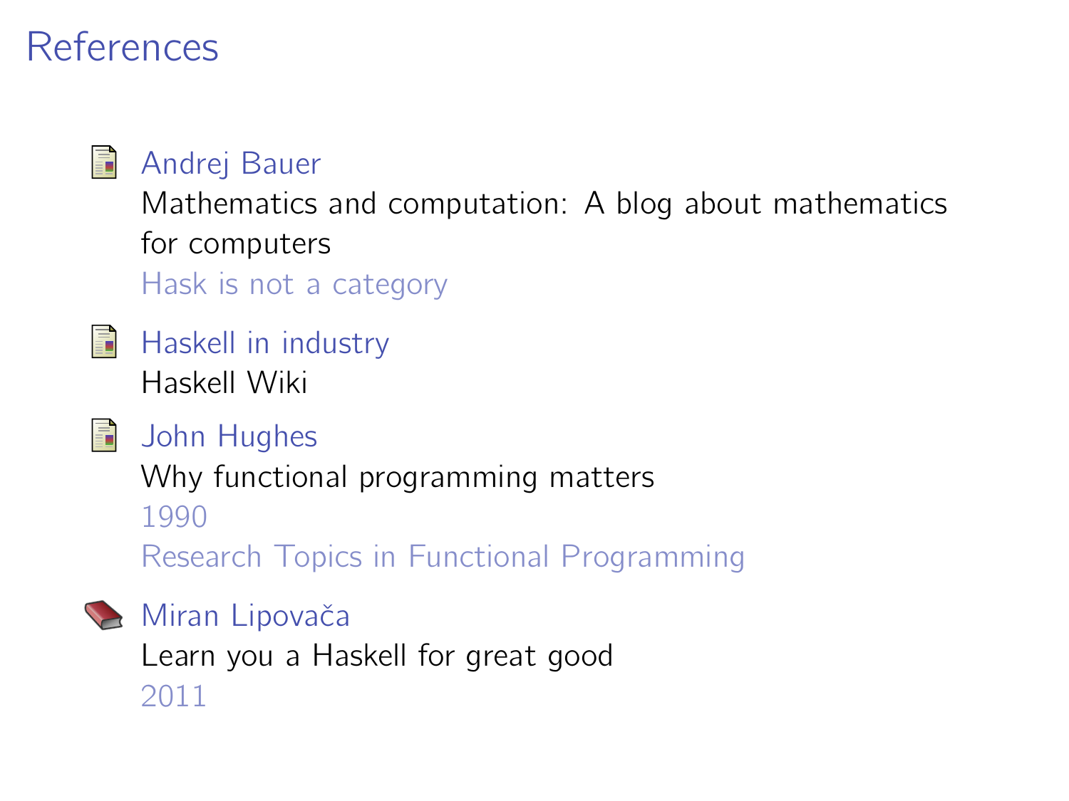# References

- Andrej Bauer
  Mathematics and computation: A blog about mathematics for computers
  Hask is not a category

- Haskell in industry
  Haskell Wiki

- John Hughes
  Why functional programming matters
  1990
  Research Topics in Functional Programming

- Miran Lipovača
  Learn you a Haskell for great good
  2011